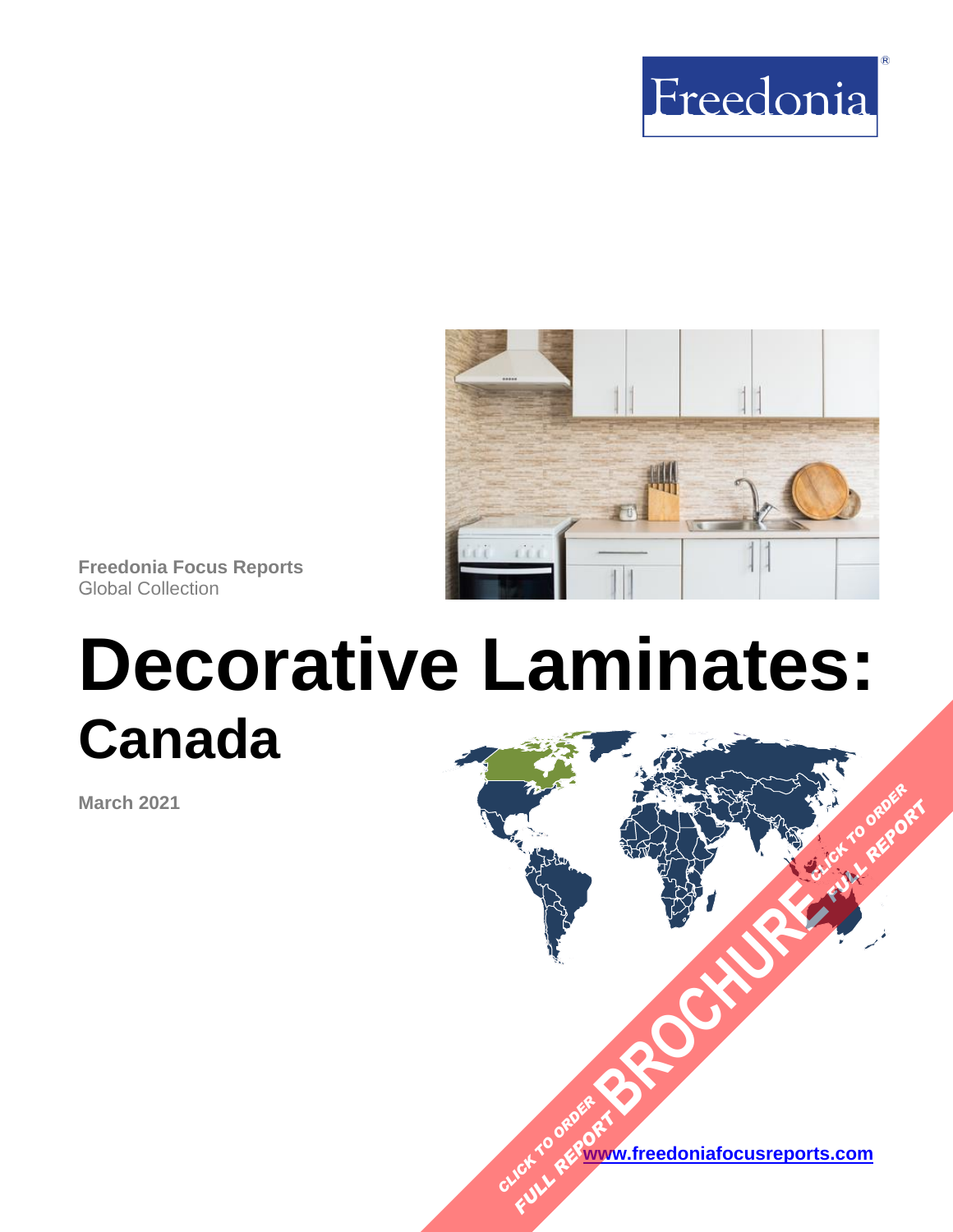Freedonia

Freedonia Focus Reports
Global Collection

# Decorative Laminates:
## Canada

March 2021

CLICK TO ORDER FULL REPORT BROCHURE CLICK TO ORDER FULL REPORT

www.freedoniafocusreports.com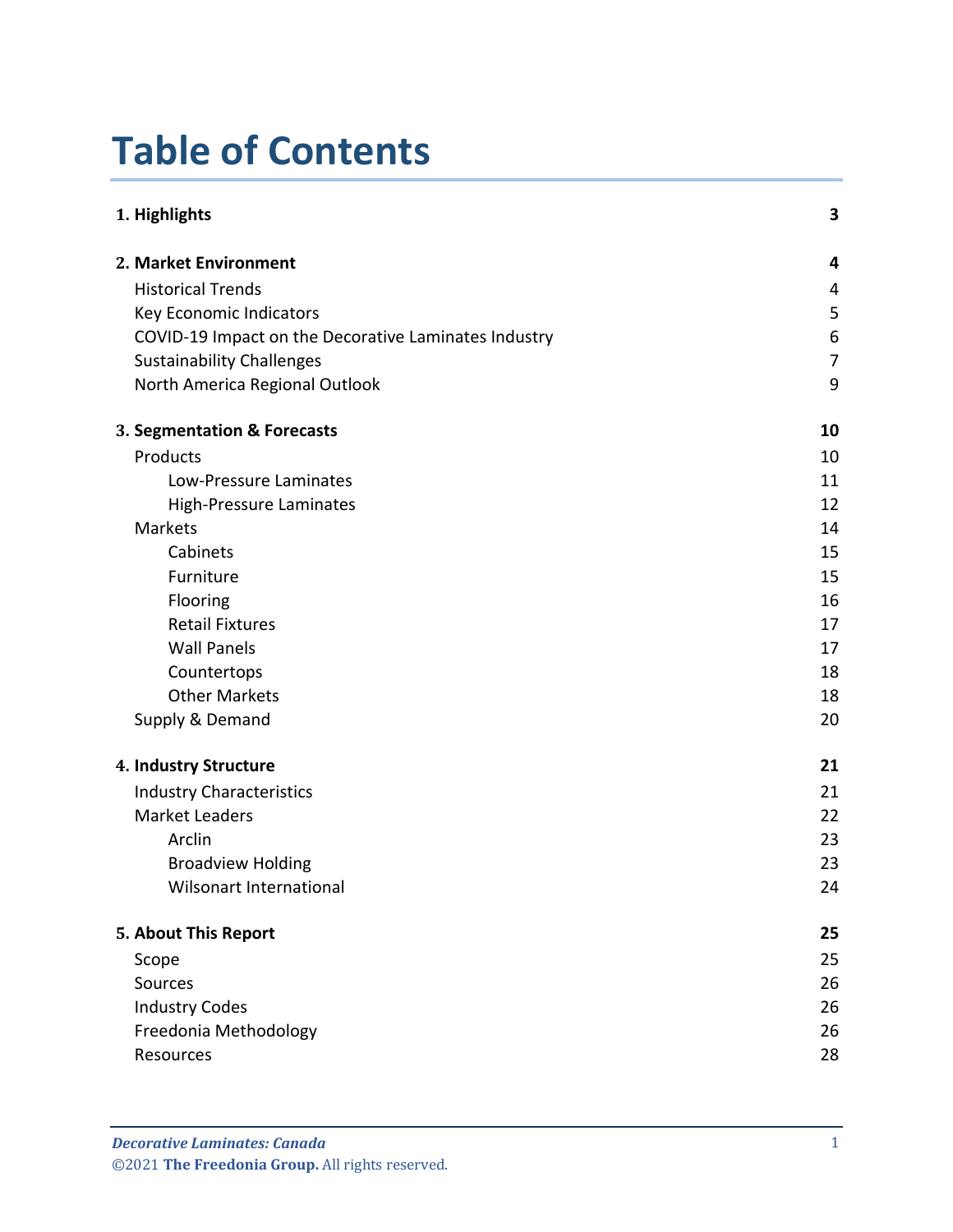# Table of Contents

| | |
|---|---|
| **1. Highlights** | **3** |
| **2. Market Environment** | **4** |
| Historical Trends | 4 |
| Key Economic Indicators | 5 |
| COVID-19 Impact on the Decorative Laminates Industry | 6 |
| Sustainability Challenges | 7 |
| North America Regional Outlook | 9 |
| **3. Segmentation & Forecasts** | **10** |
| Products | 10 |
| Low-Pressure Laminates | 11 |
| High-Pressure Laminates | 12 |
| Markets | 14 |
| Cabinets | 15 |
| Furniture | 15 |
| Flooring | 16 |
| Retail Fixtures | 17 |
| Wall Panels | 17 |
| Countertops | 18 |
| Other Markets | 18 |
| Supply & Demand | 20 |
| **4. Industry Structure** | **21** |
| Industry Characteristics | 21 |
| Market Leaders | 22 |
| Arclin | 23 |
| Broadview Holding | 23 |
| Wilsonart International | 24 |
| **5. About This Report** | **25** |
| Scope | 25 |
| Sources | 26 |
| Industry Codes | 26 |
| Freedonia Methodology | 26 |
| Resources | 28 |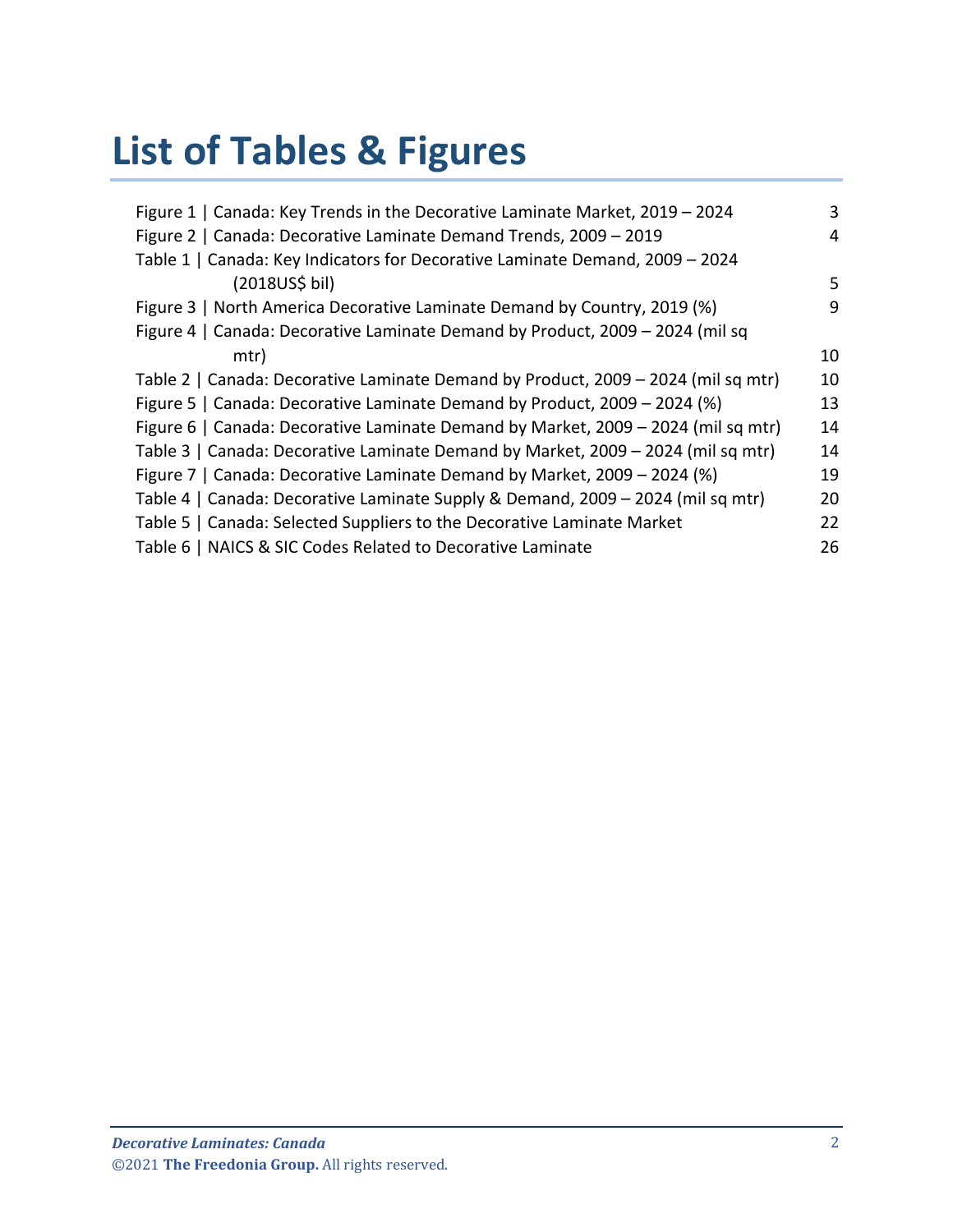# List of Tables & Figures

| | |
|---|---|
| Figure 1 \| Canada: Key Trends in the Decorative Laminate Market, 2019 – 2024 | 3 |
| Figure 2 \| Canada: Decorative Laminate Demand Trends, 2009 – 2019 | 4 |
| Table 1 \| Canada: Key Indicators for Decorative Laminate Demand, 2009 – 2024 (2018US$ bil) | 5 |
| Figure 3 \| North America Decorative Laminate Demand by Country, 2019 (%) | 9 |
| Figure 4 \| Canada: Decorative Laminate Demand by Product, 2009 – 2024 (mil sq mtr) | 10 |
| Table 2 \| Canada: Decorative Laminate Demand by Product, 2009 – 2024 (mil sq mtr) | 10 |
| Figure 5 \| Canada: Decorative Laminate Demand by Product, 2009 – 2024 (%) | 13 |
| Figure 6 \| Canada: Decorative Laminate Demand by Market, 2009 – 2024 (mil sq mtr) | 14 |
| Table 3 \| Canada: Decorative Laminate Demand by Market, 2009 – 2024 (mil sq mtr) | 14 |
| Figure 7 \| Canada: Decorative Laminate Demand by Market, 2009 – 2024 (%) | 19 |
| Table 4 \| Canada: Decorative Laminate Supply & Demand, 2009 – 2024 (mil sq mtr) | 20 |
| Table 5 \| Canada: Selected Suppliers to the Decorative Laminate Market | 22 |
| Table 6 \| NAICS & SIC Codes Related to Decorative Laminate | 26 |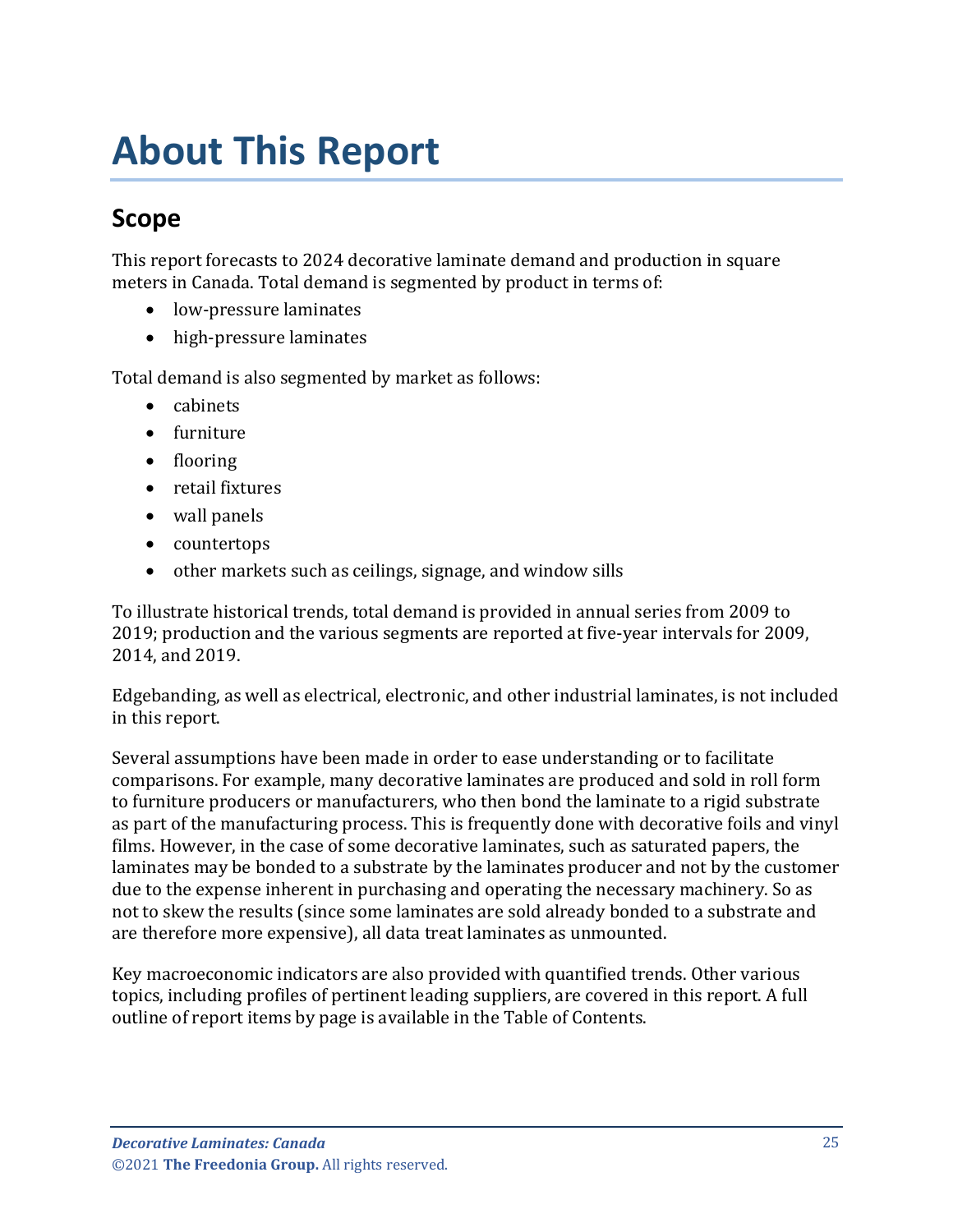# About This Report

## Scope

This report forecasts to 2024 decorative laminate demand and production in square meters in Canada. Total demand is segmented by product in terms of:

- low-pressure laminates
- high-pressure laminates

Total demand is also segmented by market as follows:

- cabinets
- furniture
- flooring
- retail fixtures
- wall panels
- countertops
- other markets such as ceilings, signage, and window sills

To illustrate historical trends, total demand is provided in annual series from 2009 to 2019; production and the various segments are reported at five-year intervals for 2009, 2014, and 2019.

Edgebanding, as well as electrical, electronic, and other industrial laminates, is not included in this report.

Several assumptions have been made in order to ease understanding or to facilitate comparisons. For example, many decorative laminates are produced and sold in roll form to furniture producers or manufacturers, who then bond the laminate to a rigid substrate as part of the manufacturing process. This is frequently done with decorative foils and vinyl films. However, in the case of some decorative laminates, such as saturated papers, the laminates may be bonded to a substrate by the laminates producer and not by the customer due to the expense inherent in purchasing and operating the necessary machinery. So as not to skew the results (since some laminates are sold already bonded to a substrate and are therefore more expensive), all data treat laminates as unmounted.

Key macroeconomic indicators are also provided with quantified trends. Other various topics, including profiles of pertinent leading suppliers, are covered in this report. A full outline of report items by page is available in the Table of Contents.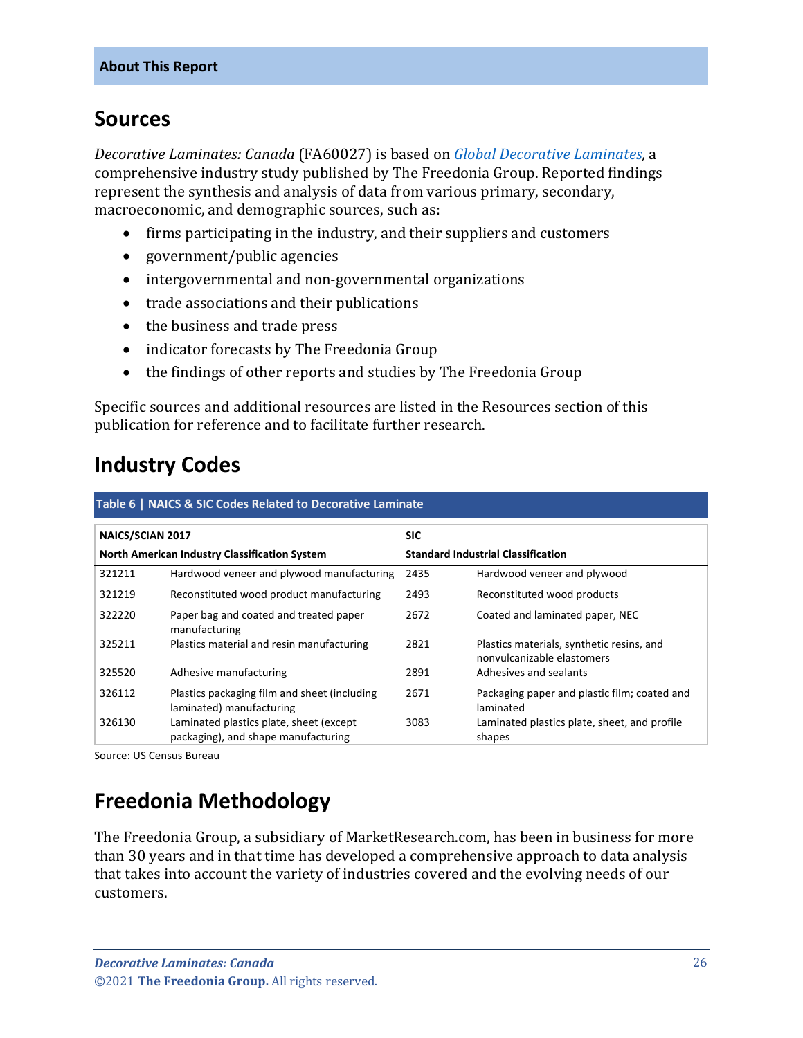## Sources

*Decorative Laminates: Canada* (FA60027) is based on *Global Decorative Laminates,* a comprehensive industry study published by The Freedonia Group. Reported findings represent the synthesis and analysis of data from various primary, secondary, macroeconomic, and demographic sources, such as:

- firms participating in the industry, and their suppliers and customers
- government/public agencies
- intergovernmental and non-governmental organizations
- trade associations and their publications
- the business and trade press
- indicator forecasts by The Freedonia Group
- the findings of other reports and studies by The Freedonia Group

Specific sources and additional resources are listed in the Resources section of this publication for reference and to facilitate further research.

## Industry Codes

**Table 6 | NAICS & SIC Codes Related to Decorative Laminate**

| NAICS/SCIAN 2017 | | SIC | |
|---|---|---|---|
| **North American Industry Classification System** | | **Standard Industrial Classification** | |
| 321211 | Hardwood veneer and plywood manufacturing | 2435 | Hardwood veneer and plywood |
| 321219 | Reconstituted wood product manufacturing | 2493 | Reconstituted wood products |
| 322220 | Paper bag and coated and treated paper manufacturing | 2672 | Coated and laminated paper, NEC |
| 325211 | Plastics material and resin manufacturing | 2821 | Plastics materials, synthetic resins, and nonvulcanizable elastomers |
| 325520 | Adhesive manufacturing | 2891 | Adhesives and sealants |
| 326112 | Plastics packaging film and sheet (including laminated) manufacturing | 2671 | Packaging paper and plastic film; coated and laminated |
| 326130 | Laminated plastics plate, sheet (except packaging), and shape manufacturing | 3083 | Laminated plastics plate, sheet, and profile shapes |

Source: US Census Bureau

## Freedonia Methodology

The Freedonia Group, a subsidiary of MarketResearch.com, has been in business for more than 30 years and in that time has developed a comprehensive approach to data analysis that takes into account the variety of industries covered and the evolving needs of our customers.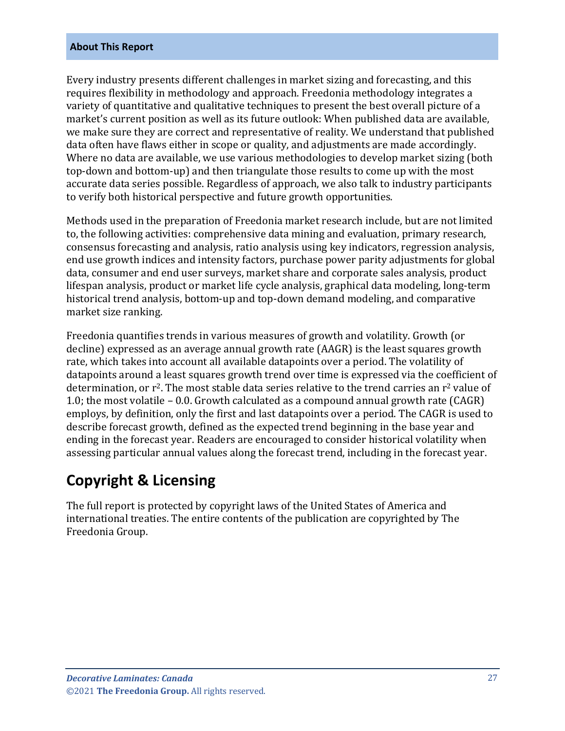## About This Report

Every industry presents different challenges in market sizing and forecasting, and this requires flexibility in methodology and approach. Freedonia methodology integrates a variety of quantitative and qualitative techniques to present the best overall picture of a market's current position as well as its future outlook: When published data are available, we make sure they are correct and representative of reality. We understand that published data often have flaws either in scope or quality, and adjustments are made accordingly. Where no data are available, we use various methodologies to develop market sizing (both top-down and bottom-up) and then triangulate those results to come up with the most accurate data series possible. Regardless of approach, we also talk to industry participants to verify both historical perspective and future growth opportunities.

Methods used in the preparation of Freedonia market research include, but are not limited to, the following activities: comprehensive data mining and evaluation, primary research, consensus forecasting and analysis, ratio analysis using key indicators, regression analysis, end use growth indices and intensity factors, purchase power parity adjustments for global data, consumer and end user surveys, market share and corporate sales analysis, product lifespan analysis, product or market life cycle analysis, graphical data modeling, long-term historical trend analysis, bottom-up and top-down demand modeling, and comparative market size ranking.

Freedonia quantifies trends in various measures of growth and volatility. Growth (or decline) expressed as an average annual growth rate (AAGR) is the least squares growth rate, which takes into account all available datapoints over a period. The volatility of datapoints around a least squares growth trend over time is expressed via the coefficient of determination, or $r^2$. The most stable data series relative to the trend carries an $r^2$ value of 1.0; the most volatile – 0.0. Growth calculated as a compound annual growth rate (CAGR) employs, by definition, only the first and last datapoints over a period. The CAGR is used to describe forecast growth, defined as the expected trend beginning in the base year and ending in the forecast year. Readers are encouraged to consider historical volatility when assessing particular annual values along the forecast trend, including in the forecast year.

# Copyright & Licensing

The full report is protected by copyright laws of the United States of America and international treaties. The entire contents of the publication are copyrighted by The Freedonia Group.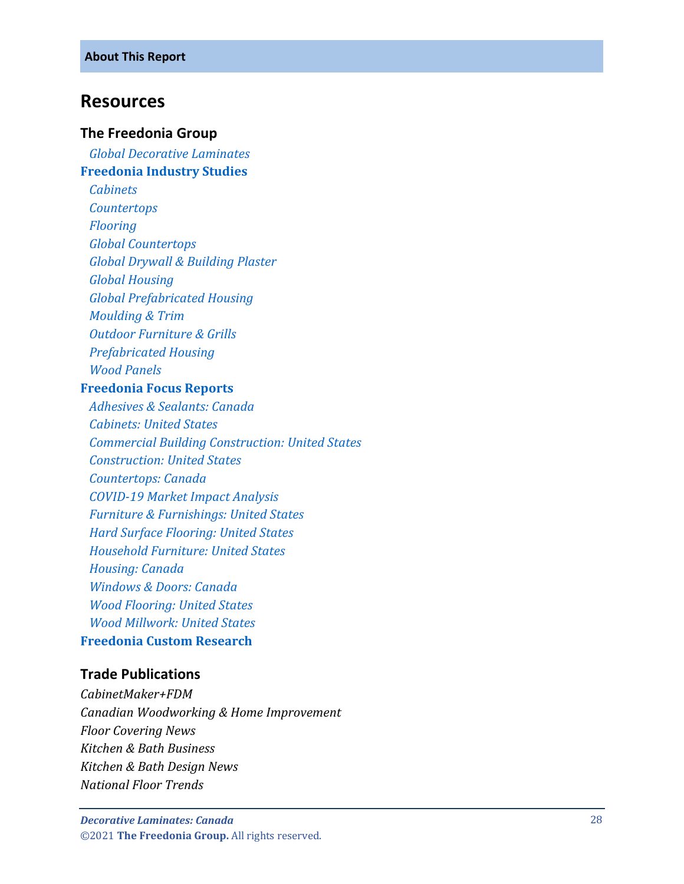**About This Report**

## Resources

### The Freedonia Group

*Global Decorative Laminates*

**Freedonia Industry Studies**

*Cabinets*
*Countertops*
*Flooring*
*Global Countertops*
*Global Drywall & Building Plaster*
*Global Housing*
*Global Prefabricated Housing*
*Moulding & Trim*
*Outdoor Furniture & Grills*
*Prefabricated Housing*
*Wood Panels*

**Freedonia Focus Reports**

*Adhesives & Sealants: Canada*
*Cabinets: United States*
*Commercial Building Construction: United States*
*Construction: United States*
*Countertops: Canada*
*COVID-19 Market Impact Analysis*
*Furniture & Furnishings: United States*
*Hard Surface Flooring: United States*
*Household Furniture: United States*
*Housing: Canada*
*Windows & Doors: Canada*
*Wood Flooring: United States*
*Wood Millwork: United States*

**Freedonia Custom Research**

### Trade Publications

*CabinetMaker+FDM*
*Canadian Woodworking & Home Improvement*
*Floor Covering News*
*Kitchen & Bath Business*
*Kitchen & Bath Design News*
*National Floor Trends*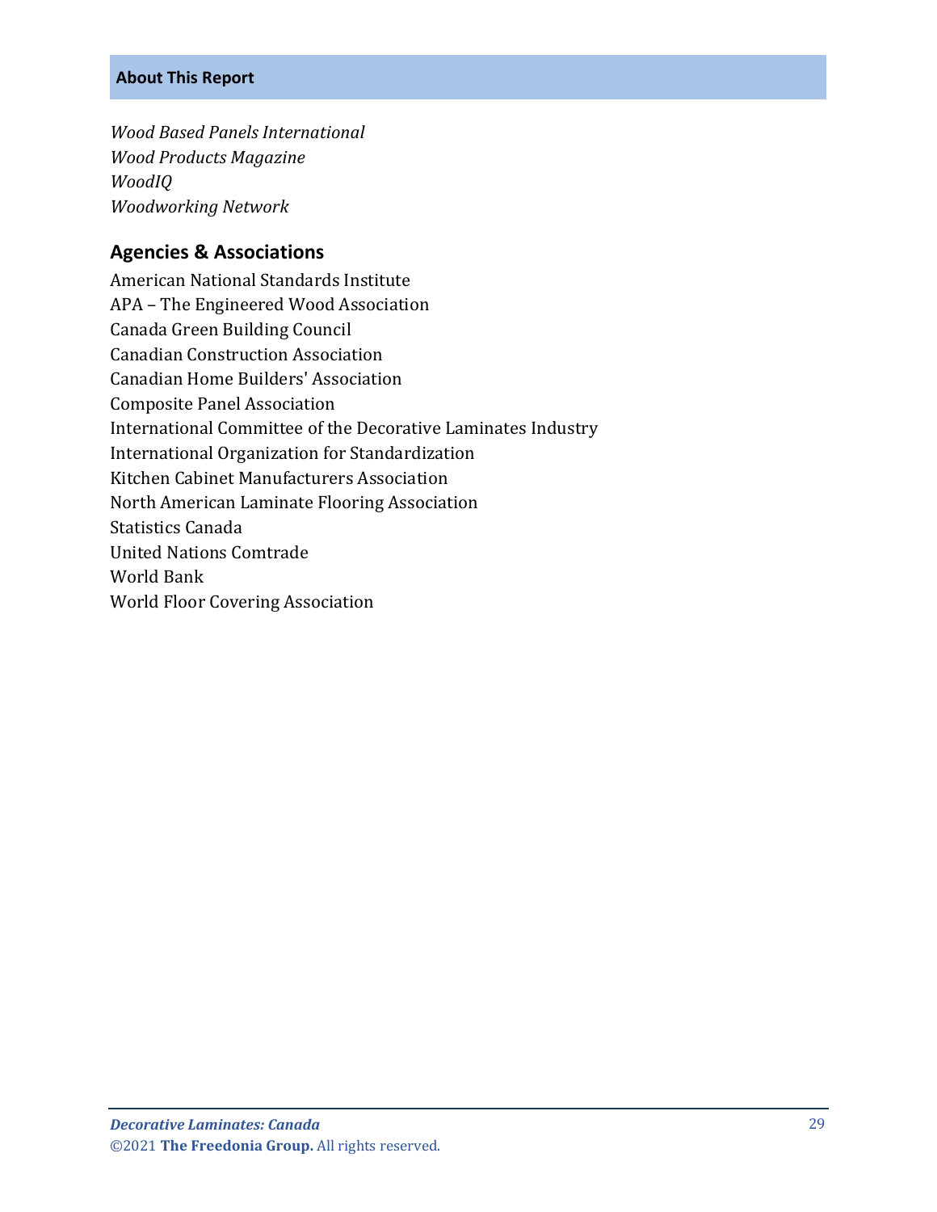*Wood Based Panels International*
*Wood Products Magazine*
*WoodIQ*
*Woodworking Network*

## Agencies & Associations

American National Standards Institute
APA – The Engineered Wood Association
Canada Green Building Council
Canadian Construction Association
Canadian Home Builders' Association
Composite Panel Association
International Committee of the Decorative Laminates Industry
International Organization for Standardization
Kitchen Cabinet Manufacturers Association
North American Laminate Flooring Association
Statistics Canada
United Nations Comtrade
World Bank
World Floor Covering Association